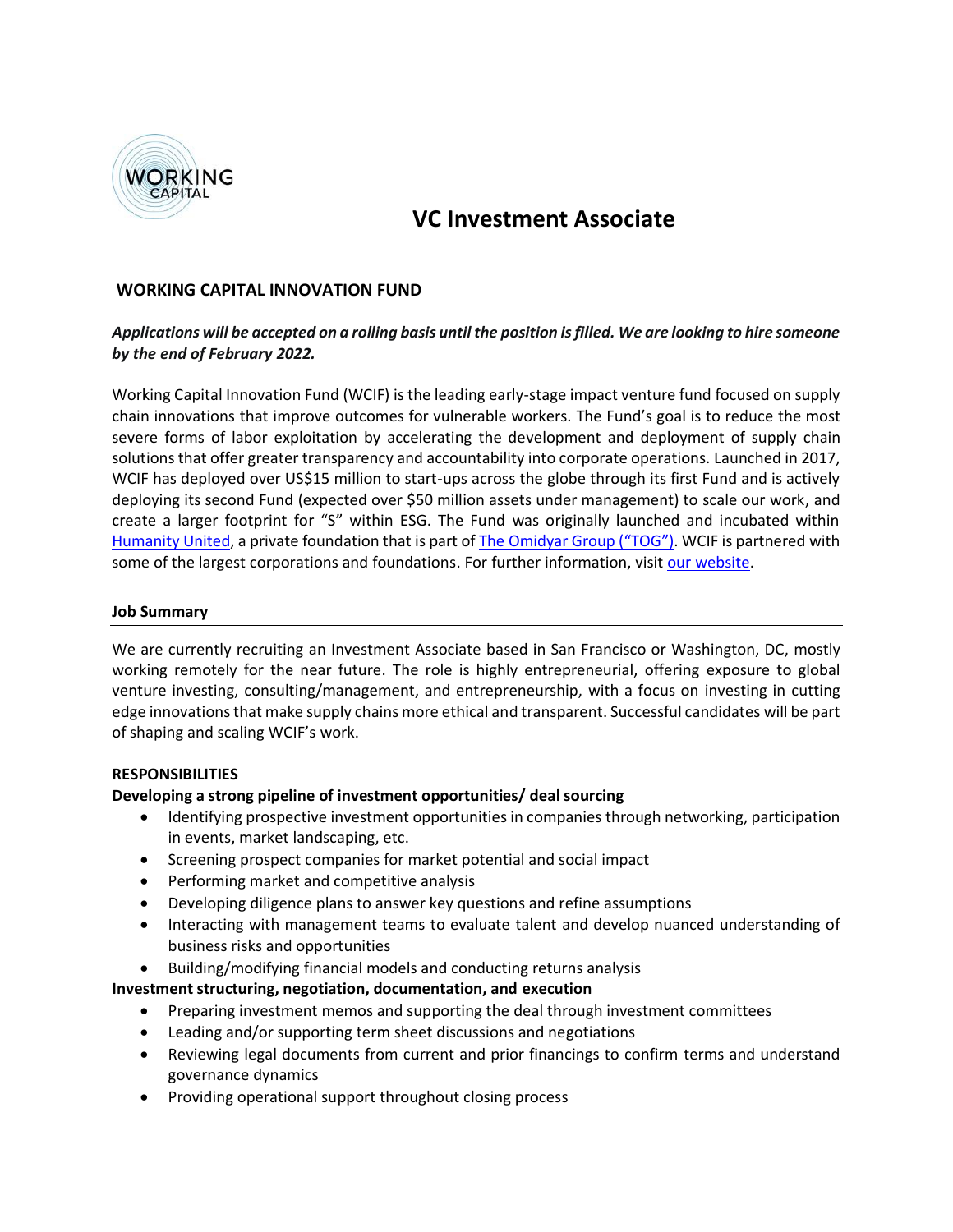# VC Investment Associate

## WORKING CAPITAL INNOVATION FUND

***Applications will be accepted on a rolling basis until the position is filled. We are looking to hire someone by the end of February 2022.***

Working Capital Innovation Fund (WCIF) is the leading early-stage impact venture fund focused on supply chain innovations that improve outcomes for vulnerable workers. The Fund's goal is to reduce the most severe forms of labor exploitation by accelerating the development and deployment of supply chain solutions that offer greater transparency and accountability into corporate operations. Launched in 2017, WCIF has deployed over US$15 million to start-ups across the globe through its first Fund and is actively deploying its second Fund (expected over $50 million assets under management) to scale our work, and create a larger footprint for "S" within ESG. The Fund was originally launched and incubated within Humanity United, a private foundation that is part of The Omidyar Group ("TOG"). WCIF is partnered with some of the largest corporations and foundations. For further information, visit our website.

### Job Summary

We are currently recruiting an Investment Associate based in San Francisco or Washington, DC, mostly working remotely for the near future. The role is highly entrepreneurial, offering exposure to global venture investing, consulting/management, and entrepreneurship, with a focus on investing in cutting edge innovations that make supply chains more ethical and transparent. Successful candidates will be part of shaping and scaling WCIF's work.

### RESPONSIBILITIES

**Developing a strong pipeline of investment opportunities/ deal sourcing**

- Identifying prospective investment opportunities in companies through networking, participation in events, market landscaping, etc.
- Screening prospect companies for market potential and social impact
- Performing market and competitive analysis
- Developing diligence plans to answer key questions and refine assumptions
- Interacting with management teams to evaluate talent and develop nuanced understanding of business risks and opportunities
- Building/modifying financial models and conducting returns analysis

**Investment structuring, negotiation, documentation, and execution**

- Preparing investment memos and supporting the deal through investment committees
- Leading and/or supporting term sheet discussions and negotiations
- Reviewing legal documents from current and prior financings to confirm terms and understand governance dynamics
- Providing operational support throughout closing process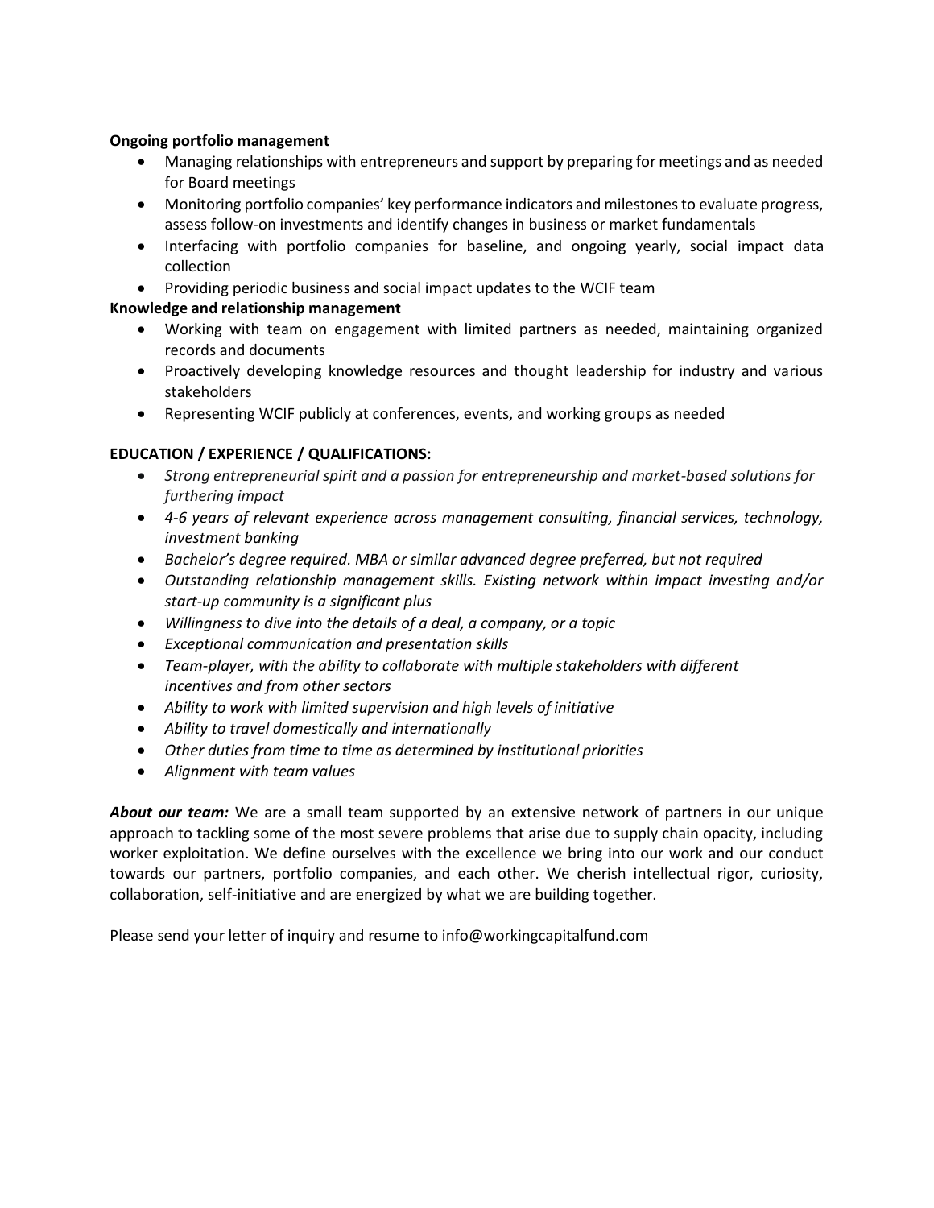**Ongoing portfolio management**

- Managing relationships with entrepreneurs and support by preparing for meetings and as needed for Board meetings
- Monitoring portfolio companies' key performance indicators and milestones to evaluate progress, assess follow-on investments and identify changes in business or market fundamentals
- Interfacing with portfolio companies for baseline, and ongoing yearly, social impact data collection
- Providing periodic business and social impact updates to the WCIF team

**Knowledge and relationship management**

- Working with team on engagement with limited partners as needed, maintaining organized records and documents
- Proactively developing knowledge resources and thought leadership for industry and various stakeholders
- Representing WCIF publicly at conferences, events, and working groups as needed

**EDUCATION / EXPERIENCE / QUALIFICATIONS:**

- *Strong entrepreneurial spirit and a passion for entrepreneurship and market-based solutions for furthering impact*
- *4-6 years of relevant experience across management consulting, financial services, technology, investment banking*
- *Bachelor's degree required. MBA or similar advanced degree preferred, but not required*
- *Outstanding relationship management skills. Existing network within impact investing and/or start-up community is a significant plus*
- *Willingness to dive into the details of a deal, a company, or a topic*
- *Exceptional communication and presentation skills*
- *Team-player, with the ability to collaborate with multiple stakeholders with different incentives and from other sectors*
- *Ability to work with limited supervision and high levels of initiative*
- *Ability to travel domestically and internationally*
- *Other duties from time to time as determined by institutional priorities*
- *Alignment with team values*

***About our team:*** We are a small team supported by an extensive network of partners in our unique approach to tackling some of the most severe problems that arise due to supply chain opacity, including worker exploitation. We define ourselves with the excellence we bring into our work and our conduct towards our partners, portfolio companies, and each other. We cherish intellectual rigor, curiosity, collaboration, self-initiative and are energized by what we are building together.

Please send your letter of inquiry and resume to info@workingcapitalfund.com